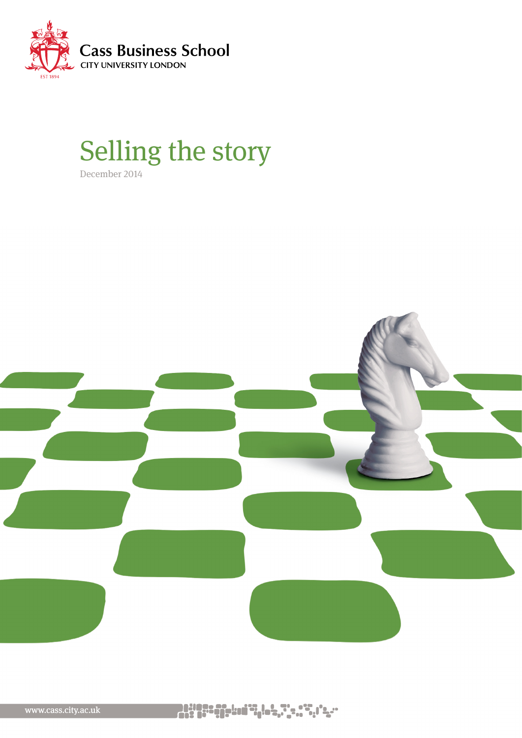Cass Business School
CITY UNIVERSITY LONDON

EST 1894

# Selling the story

December 2014

www.cass.city.ac.uk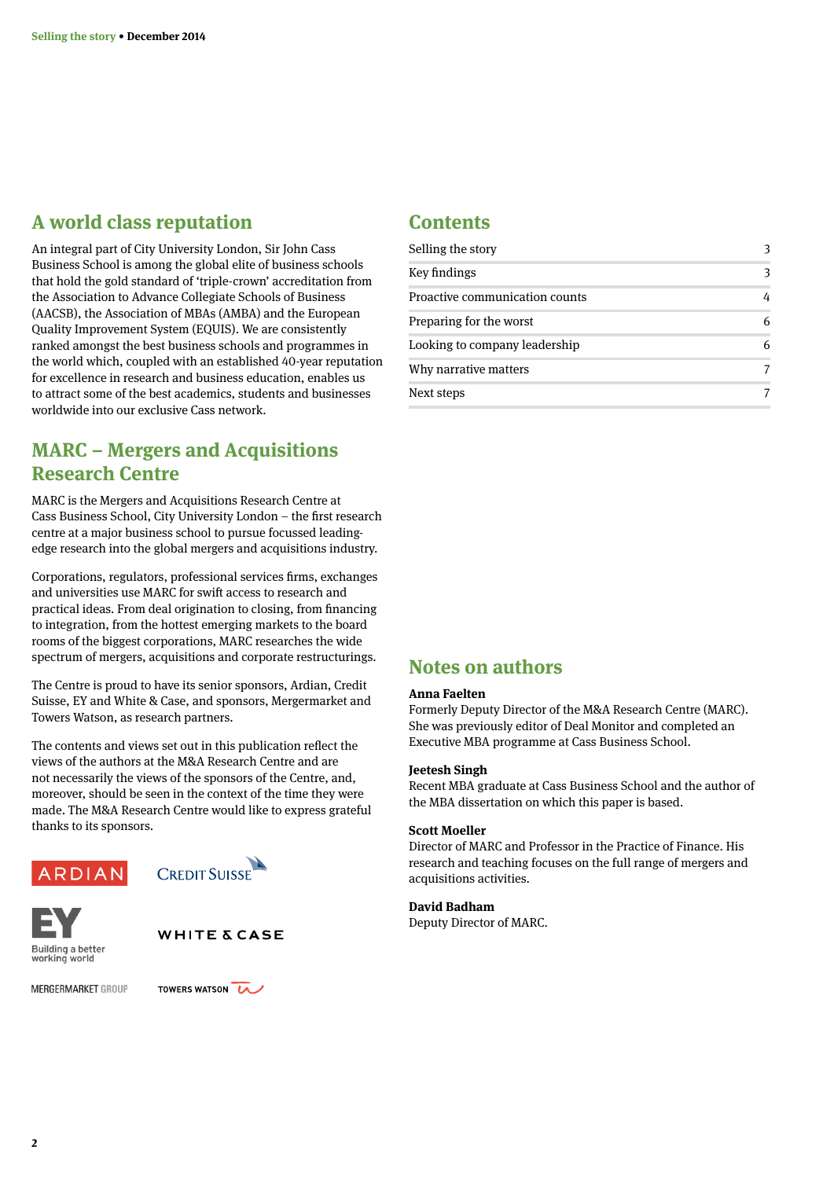## A world class reputation

An integral part of City University London, Sir John Cass Business School is among the global elite of business schools that hold the gold standard of 'triple-crown' accreditation from the Association to Advance Collegiate Schools of Business (AACSB), the Association of MBAs (AMBA) and the European Quality Improvement System (EQUIS). We are consistently ranked amongst the best business schools and programmes in the world which, coupled with an established 40-year reputation for excellence in research and business education, enables us to attract some of the best academics, students and businesses worldwide into our exclusive Cass network.

## MARC – Mergers and Acquisitions Research Centre

MARC is the Mergers and Acquisitions Research Centre at Cass Business School, City University London – the first research centre at a major business school to pursue focussed leading-edge research into the global mergers and acquisitions industry.

Corporations, regulators, professional services firms, exchanges and universities use MARC for swift access to research and practical ideas. From deal origination to closing, from financing to integration, from the hottest emerging markets to the board rooms of the biggest corporations, MARC researches the wide spectrum of mergers, acquisitions and corporate restructurings.

The Centre is proud to have its senior sponsors, Ardian, Credit Suisse, EY and White & Case, and sponsors, Mergermarket and Towers Watson, as research partners.

The contents and views set out in this publication reflect the views of the authors at the M&A Research Centre and are not necessarily the views of the sponsors of the Centre, and, moreover, should be seen in the context of the time they were made. The M&A Research Centre would like to express grateful thanks to its sponsors.

ARDIAN

CREDIT SUISSE

EY Building a better working world

WHITE & CASE

MERGERMARKET GROUP

TOWERS WATSON

## Contents

| | |
|---|---|
| Selling the story | 3 |
| Key findings | 3 |
| Proactive communication counts | 4 |
| Preparing for the worst | 6 |
| Looking to company leadership | 6 |
| Why narrative matters | 7 |
| Next steps | 7 |

## Notes on authors

**Anna Faelten**
Formerly Deputy Director of the M&A Research Centre (MARC). She was previously editor of Deal Monitor and completed an Executive MBA programme at Cass Business School.

**Jeetesh Singh**
Recent MBA graduate at Cass Business School and the author of the MBA dissertation on which this paper is based.

**Scott Moeller**
Director of MARC and Professor in the Practice of Finance. His research and teaching focuses on the full range of mergers and acquisitions activities.

**David Badham**
Deputy Director of MARC.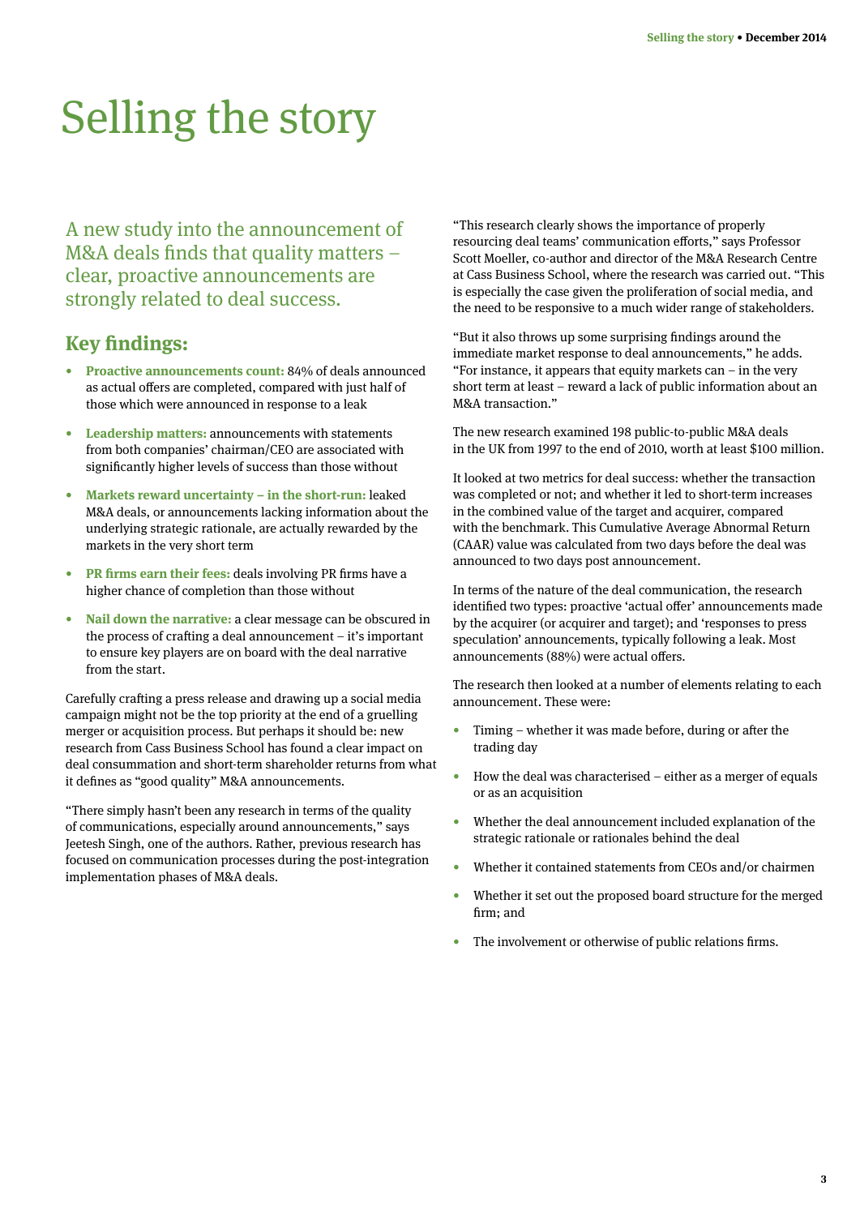# Selling the story

A new study into the announcement of M&A deals finds that quality matters – clear, proactive announcements are strongly related to deal success.

## Key findings:

- **Proactive announcements count:** 84% of deals announced as actual offers are completed, compared with just half of those which were announced in response to a leak
- **Leadership matters:** announcements with statements from both companies' chairman/CEO are associated with significantly higher levels of success than those without
- **Markets reward uncertainty – in the short-run:** leaked M&A deals, or announcements lacking information about the underlying strategic rationale, are actually rewarded by the markets in the very short term
- **PR firms earn their fees:** deals involving PR firms have a higher chance of completion than those without
- **Nail down the narrative:** a clear message can be obscured in the process of crafting a deal announcement – it's important to ensure key players are on board with the deal narrative from the start.

Carefully crafting a press release and drawing up a social media campaign might not be the top priority at the end of a gruelling merger or acquisition process. But perhaps it should be: new research from Cass Business School has found a clear impact on deal consummation and short-term shareholder returns from what it defines as "good quality" M&A announcements.

"There simply hasn't been any research in terms of the quality of communications, especially around announcements," says Jeetesh Singh, one of the authors. Rather, previous research has focused on communication processes during the post-integration implementation phases of M&A deals.

"This research clearly shows the importance of properly resourcing deal teams' communication efforts," says Professor Scott Moeller, co-author and director of the M&A Research Centre at Cass Business School, where the research was carried out. "This is especially the case given the proliferation of social media, and the need to be responsive to a much wider range of stakeholders.

"But it also throws up some surprising findings around the immediate market response to deal announcements," he adds. "For instance, it appears that equity markets can – in the very short term at least – reward a lack of public information about an M&A transaction."

The new research examined 198 public-to-public M&A deals in the UK from 1997 to the end of 2010, worth at least $100 million.

It looked at two metrics for deal success: whether the transaction was completed or not; and whether it led to short-term increases in the combined value of the target and acquirer, compared with the benchmark. This Cumulative Average Abnormal Return (CAAR) value was calculated from two days before the deal was announced to two days post announcement.

In terms of the nature of the deal communication, the research identified two types: proactive 'actual offer' announcements made by the acquirer (or acquirer and target); and 'responses to press speculation' announcements, typically following a leak. Most announcements (88%) were actual offers.

The research then looked at a number of elements relating to each announcement. These were:

- Timing – whether it was made before, during or after the trading day
- How the deal was characterised – either as a merger of equals or as an acquisition
- Whether the deal announcement included explanation of the strategic rationale or rationales behind the deal
- Whether it contained statements from CEOs and/or chairmen
- Whether it set out the proposed board structure for the merged firm; and
- The involvement or otherwise of public relations firms.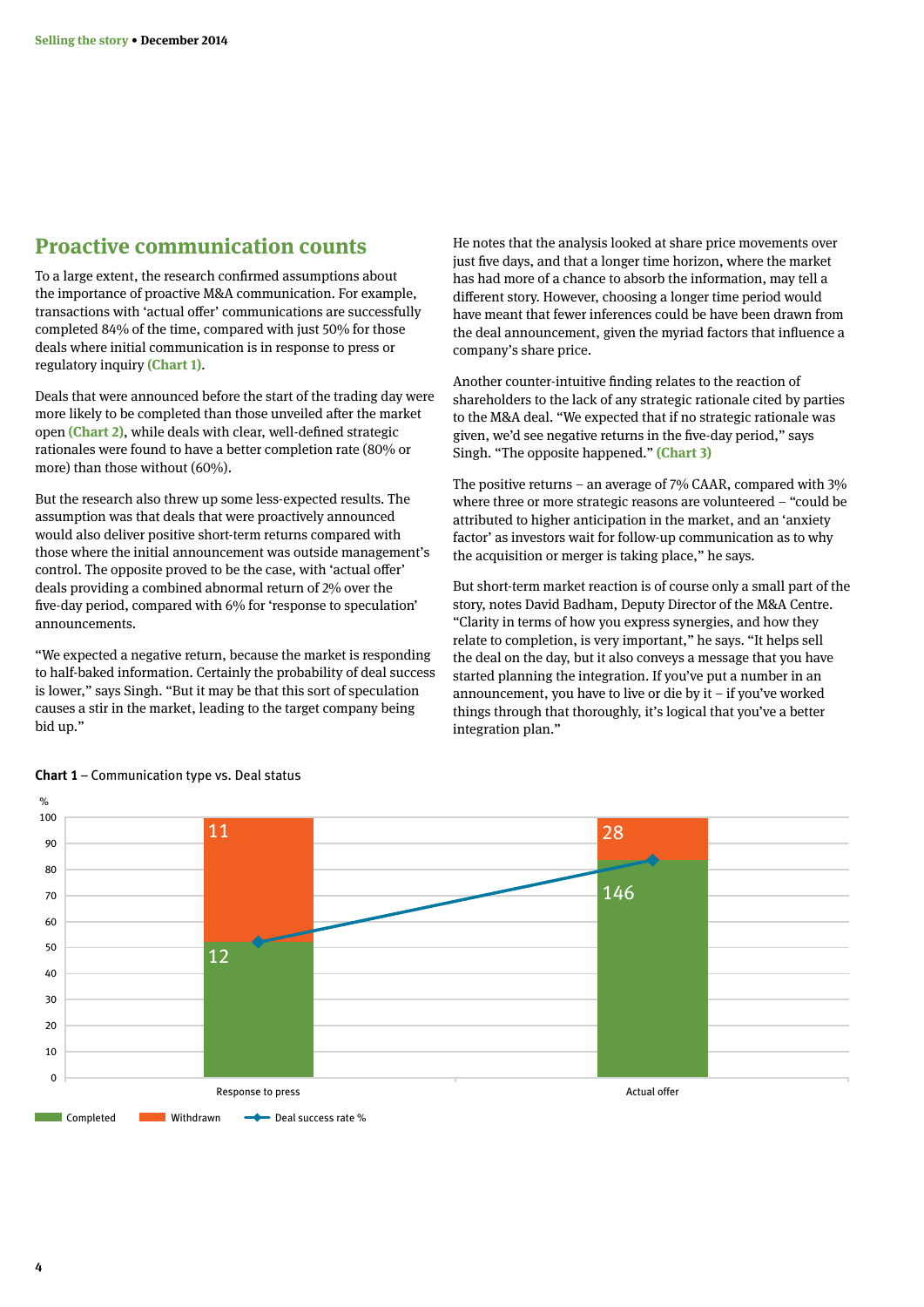## Proactive communication counts

To a large extent, the research confirmed assumptions about the importance of proactive M&A communication. For example, transactions with 'actual offer' communications are successfully completed 84% of the time, compared with just 50% for those deals where initial communication is in response to press or regulatory inquiry **(Chart 1)**.

Deals that were announced before the start of the trading day were more likely to be completed than those unveiled after the market open **(Chart 2)**, while deals with clear, well-defined strategic rationales were found to have a better completion rate (80% or more) than those without (60%).

But the research also threw up some less-expected results. The assumption was that deals that were proactively announced would also deliver positive short-term returns compared with those where the initial announcement was outside management's control. The opposite proved to be the case, with 'actual offer' deals providing a combined abnormal return of 2% over the five-day period, compared with 6% for 'response to speculation' announcements.

"We expected a negative return, because the market is responding to half-baked information. Certainly the probability of deal success is lower," says Singh. "But it may be that this sort of speculation causes a stir in the market, leading to the target company being bid up."

He notes that the analysis looked at share price movements over just five days, and that a longer time horizon, where the market has had more of a chance to absorb the information, may tell a different story. However, choosing a longer time period would have meant that fewer inferences could be have been drawn from the deal announcement, given the myriad factors that influence a company's share price.

Another counter-intuitive finding relates to the reaction of shareholders to the lack of any strategic rationale cited by parties to the M&A deal. "We expected that if no strategic rationale was given, we'd see negative returns in the five-day period," says Singh. "The opposite happened." **(Chart 3)**

The positive returns – an average of 7% CAAR, compared with 3% where three or more strategic reasons are volunteered – "could be attributed to higher anticipation in the market, and an 'anxiety factor' as investors wait for follow-up communication as to why the acquisition or merger is taking place," he says.

But short-term market reaction is of course only a small part of the story, notes David Badham, Deputy Director of the M&A Centre. "Clarity in terms of how you express synergies, and how they relate to completion, is very important," he says. "It helps sell the deal on the day, but it also conveys a message that you have started planning the integration. If you've put a number in an announcement, you have to live or die by it – if you've worked things through that thoroughly, it's logical that you've a better integration plan."

**Chart 1** – Communication type vs. Deal status

%
100
90
80
70
60
50
40
30
20
10
0

11
12
28
146

Response to press
Actual offer

Completed
Withdrawn
Deal success rate %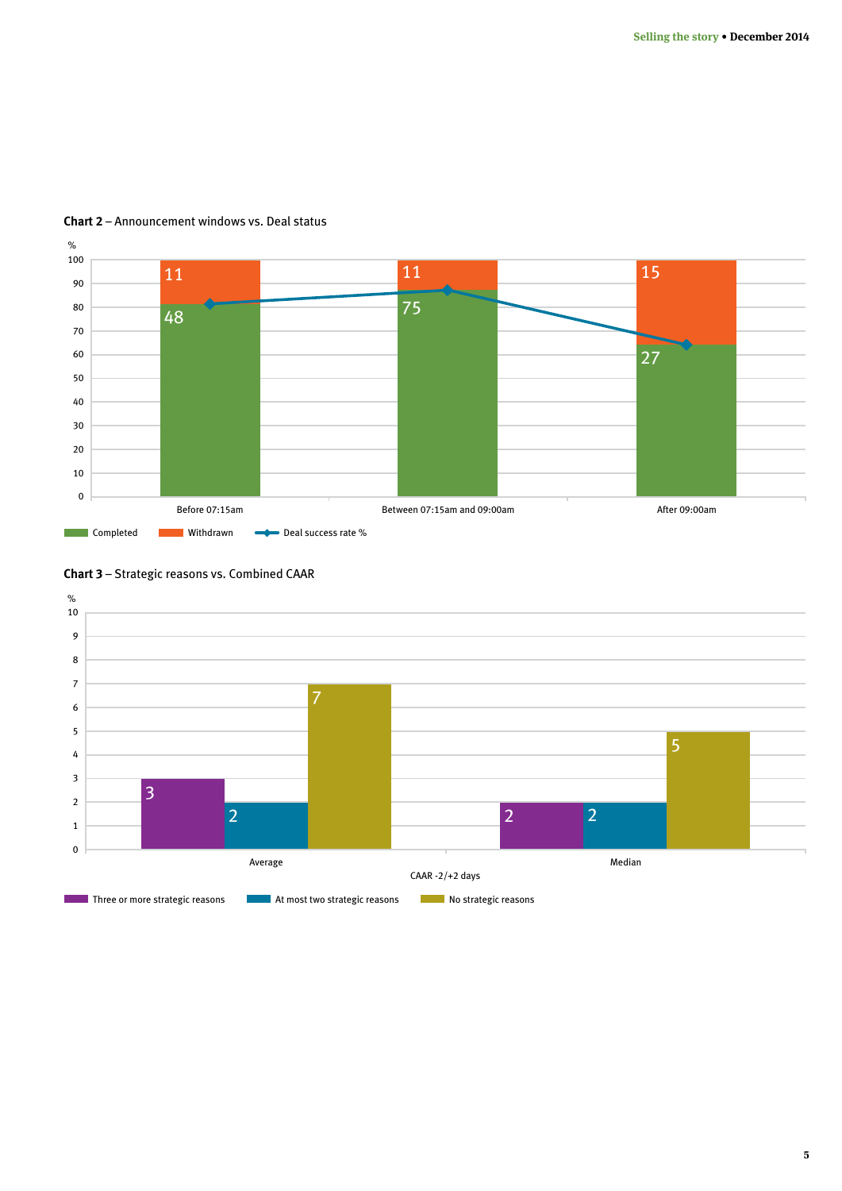**Chart 2** – Announcement windows vs. Deal status

%

100
90
80
70
60
50
40
30
20
10
0

11
48
11
75
15
27

Before 07:15am
Between 07:15am and 09:00am
After 09:00am

Completed
Withdrawn
Deal success rate %

**Chart 3** – Strategic reasons vs. Combined CAAR

%

10
9
8
7
6
5
4
3
2
1
0

3
2
7
2
2
5

Average
Median
CAAR -2/+2 days

Three or more strategic reasons
At most two strategic reasons
No strategic reasons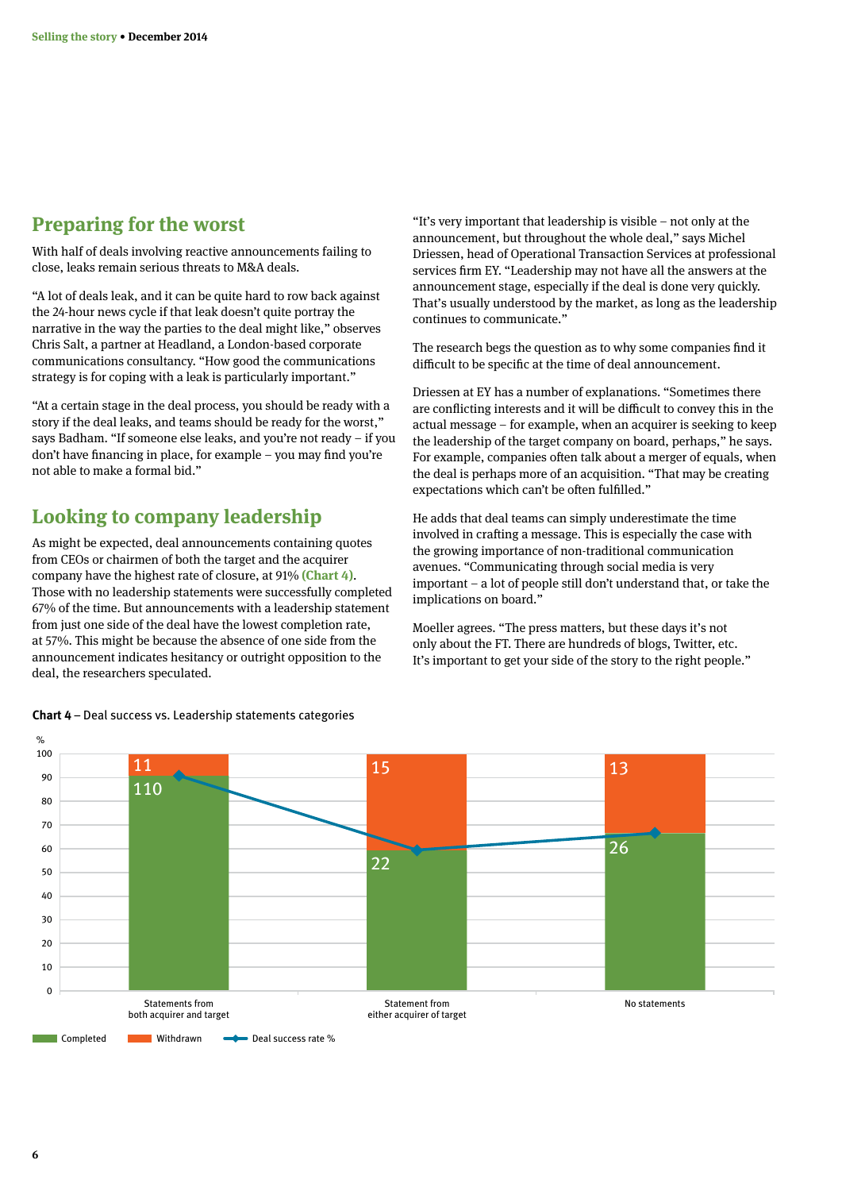## Preparing for the worst

With half of deals involving reactive announcements failing to close, leaks remain serious threats to M&A deals.

"A lot of deals leak, and it can be quite hard to row back against the 24-hour news cycle if that leak doesn't quite portray the narrative in the way the parties to the deal might like," observes Chris Salt, a partner at Headland, a London-based corporate communications consultancy. "How good the communications strategy is for coping with a leak is particularly important."

"At a certain stage in the deal process, you should be ready with a story if the deal leaks, and teams should be ready for the worst," says Badham. "If someone else leaks, and you're not ready – if you don't have financing in place, for example – you may find you're not able to make a formal bid."

## Looking to company leadership

As might be expected, deal announcements containing quotes from CEOs or chairmen of both the target and the acquirer company have the highest rate of closure, at 91% **(Chart 4)**. Those with no leadership statements were successfully completed 67% of the time. But announcements with a leadership statement from just one side of the deal have the lowest completion rate, at 57%. This might be because the absence of one side from the announcement indicates hesitancy or outright opposition to the deal, the researchers speculated.

"It's very important that leadership is visible – not only at the announcement, but throughout the whole deal," says Michel Driessen, head of Operational Transaction Services at professional services firm EY. "Leadership may not have all the answers at the announcement stage, especially if the deal is done very quickly. That's usually understood by the market, as long as the leadership continues to communicate."

The research begs the question as to why some companies find it difficult to be specific at the time of deal announcement.

Driessen at EY has a number of explanations. "Sometimes there are conflicting interests and it will be difficult to convey this in the actual message – for example, when an acquirer is seeking to keep the leadership of the target company on board, perhaps," he says. For example, companies often talk about a merger of equals, when the deal is perhaps more of an acquisition. "That may be creating expectations which can't be often fulfilled."

He adds that deal teams can simply underestimate the time involved in crafting a message. This is especially the case with the growing importance of non-traditional communication avenues. "Communicating through social media is very important – a lot of people still don't understand that, or take the implications on board."

Moeller agrees. "The press matters, but these days it's not only about the FT. There are hundreds of blogs, Twitter, etc. It's important to get your side of the story to the right people."

**Chart 4** – Deal success vs. Leadership statements categories

%
100
90
80
70
60
50
40
30
20
10
0

11
110
15
22
13
26

Statements from both acquirer and target
Statement from either acquirer of target
No statements

Completed
Withdrawn
Deal success rate %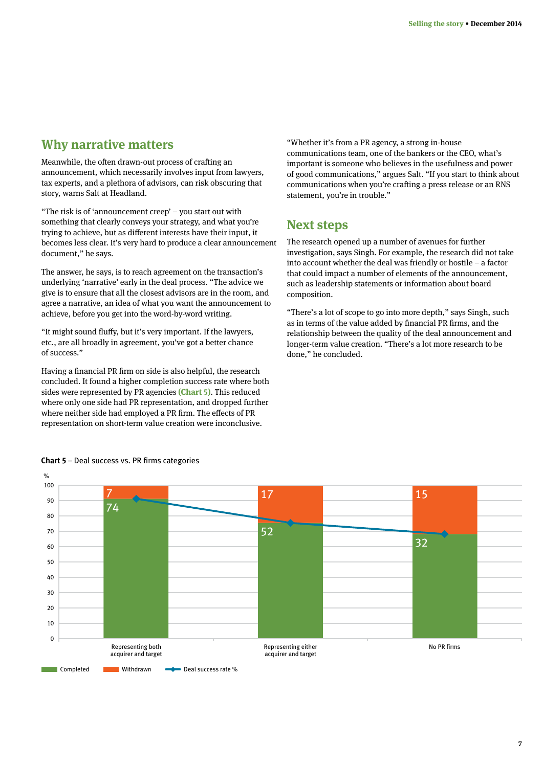## Why narrative matters

Meanwhile, the often drawn-out process of crafting an announcement, which necessarily involves input from lawyers, tax experts, and a plethora of advisors, can risk obscuring that story, warns Salt at Headland.

"The risk is of 'announcement creep' – you start out with something that clearly conveys your strategy, and what you're trying to achieve, but as different interests have their input, it becomes less clear. It's very hard to produce a clear announcement document," he says.

The answer, he says, is to reach agreement on the transaction's underlying 'narrative' early in the deal process. "The advice we give is to ensure that all the closest advisors are in the room, and agree a narrative, an idea of what you want the announcement to achieve, before you get into the word-by-word writing.

"It might sound fluffy, but it's very important. If the lawyers, etc., are all broadly in agreement, you've got a better chance of success."

Having a financial PR firm on side is also helpful, the research concluded. It found a higher completion success rate where both sides were represented by PR agencies **(Chart 5)**. This reduced where only one side had PR representation, and dropped further where neither side had employed a PR firm. The effects of PR representation on short-term value creation were inconclusive.

"Whether it's from a PR agency, a strong in-house communications team, one of the bankers or the CEO, what's important is someone who believes in the usefulness and power of good communications," argues Salt. "If you start to think about communications when you're crafting a press release or an RNS statement, you're in trouble."

## Next steps

The research opened up a number of avenues for further investigation, says Singh. For example, the research did not take into account whether the deal was friendly or hostile – a factor that could impact a number of elements of the announcement, such as leadership statements or information about board composition.

"There's a lot of scope to go into more depth," says Singh, such as in terms of the value added by financial PR firms, and the relationship between the quality of the deal announcement and longer-term value creation. "There's a lot more research to be done," he concluded.

**Chart 5** – Deal success vs. PR firms categories

%

100
90
80
70
60
50
40
30
20
10
0

Representing both acquirer and target: 74, 7

Representing either acquirer and target: 52, 17

No PR firms: 32, 15

Completed
Withdrawn
Deal success rate %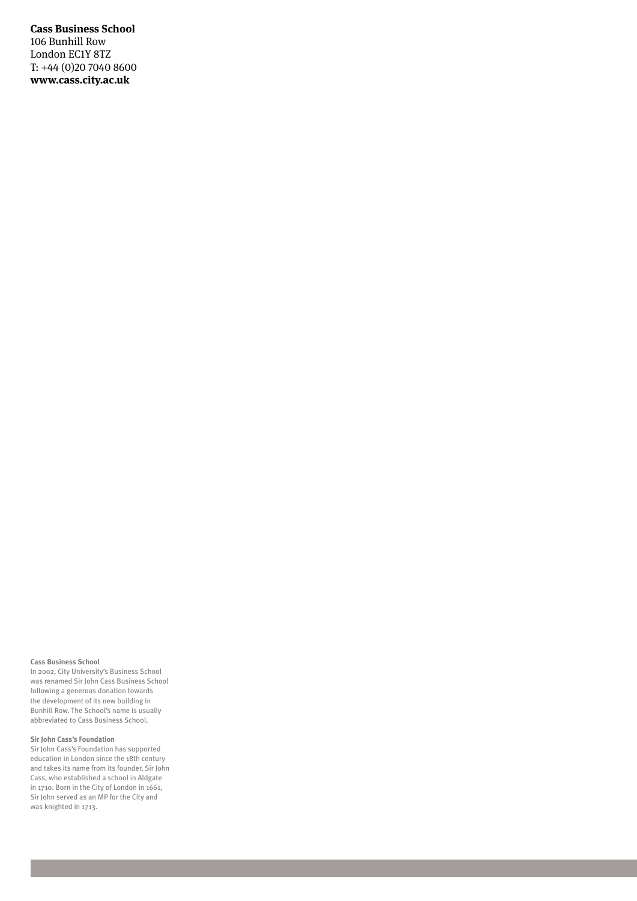**Cass Business School**
106 Bunhill Row
London EC1Y 8TZ
T: +44 (0)20 7040 8600
**www.cass.city.ac.uk**

**Cass Business School**

In 2002, City University's Business School was renamed Sir John Cass Business School following a generous donation towards the development of its new building in Bunhill Row. The School's name is usually abbreviated to Cass Business School.

**Sir John Cass's Foundation**

Sir John Cass's Foundation has supported education in London since the 18th century and takes its name from its founder, Sir John Cass, who established a school in Aldgate in 1710. Born in the City of London in 1661, Sir John served as an MP for the City and was knighted in 1713.